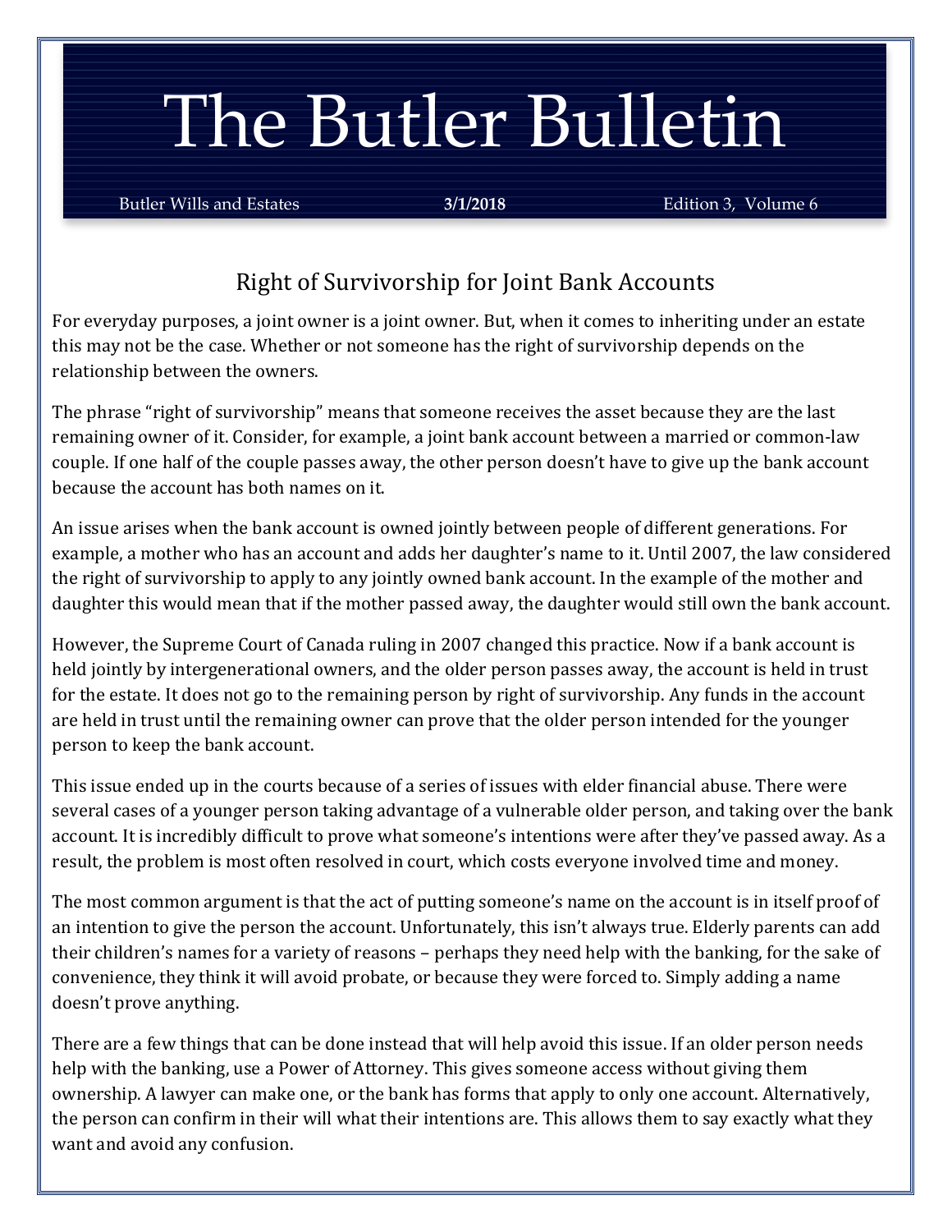# The Butler Bulletin

Butler Wills and Estates **3/1/2018** Edition 3, Volume 6

## Right of Survivorship for Joint Bank Accounts

For everyday purposes, a joint owner is a joint owner. But, when it comes to inheriting under an estate this may not be the case. Whether or not someone has the right of survivorship depends on the relationship between the owners.

The phrase "right of survivorship" means that someone receives the asset because they are the last remaining owner of it. Consider, for example, a joint bank account between a married or common-law couple. If one half of the couple passes away, the other person doesn't have to give up the bank account because the account has both names on it.

An issue arises when the bank account is owned jointly between people of different generations. For example, a mother who has an account and adds her daughter's name to it. Until 2007, the law considered the right of survivorship to apply to any jointly owned bank account. In the example of the mother and daughter this would mean that if the mother passed away, the daughter would still own the bank account.

However, the Supreme Court of Canada ruling in 2007 changed this practice. Now if a bank account is held jointly by intergenerational owners, and the older person passes away, the account is held in trust for the estate. It does not go to the remaining person by right of survivorship. Any funds in the account are held in trust until the remaining owner can prove that the older person intended for the younger person to keep the bank account.

This issue ended up in the courts because of a series of issues with elder financial abuse. There were several cases of a younger person taking advantage of a vulnerable older person, and taking over the bank account. It is incredibly difficult to prove what someone's intentions were after they've passed away. As a result, the problem is most often resolved in court, which costs everyone involved time and money.

The most common argument is that the act of putting someone's name on the account is in itself proof of an intention to give the person the account. Unfortunately, this isn't always true. Elderly parents can add their children's names for a variety of reasons – perhaps they need help with the banking, for the sake of convenience, they think it will avoid probate, or because they were forced to. Simply adding a name doesn't prove anything.

There are a few things that can be done instead that will help avoid this issue. If an older person needs help with the banking, use a Power of Attorney. This gives someone access without giving them ownership. A lawyer can make one, or the bank has forms that apply to only one account. Alternatively, the person can confirm in their will what their intentions are. This allows them to say exactly what they want and avoid any confusion.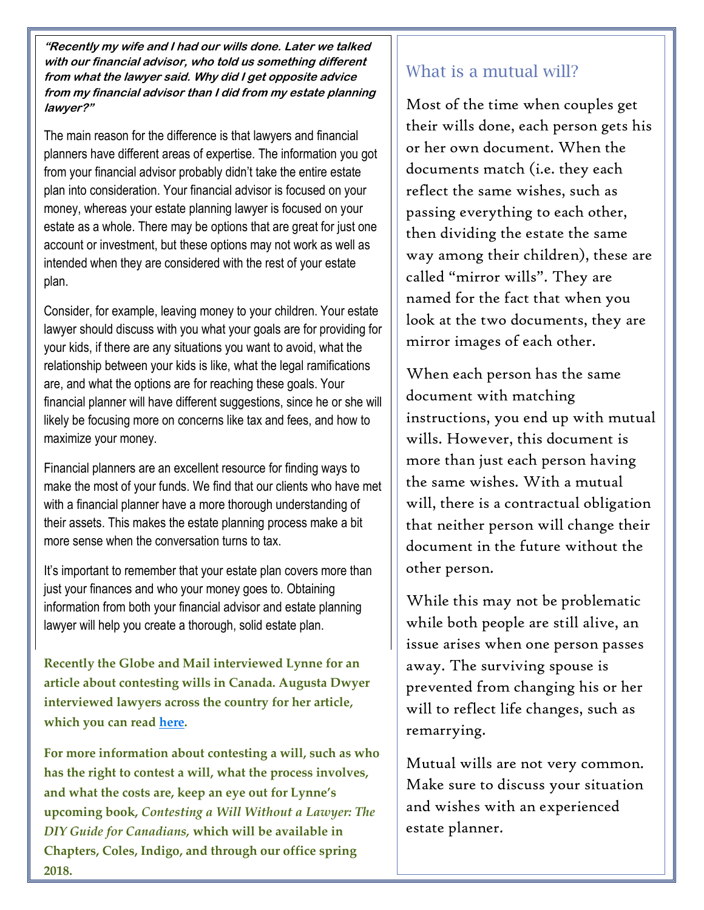***"Recently my wife and I had our wills done. Later we talked with our financial advisor, who told us something different from what the lawyer said. Why did I get opposite advice from my financial advisor than I did from my estate planning lawyer?"***

The main reason for the difference is that lawyers and financial planners have different areas of expertise. The information you got from your financial advisor probably didn't take the entire estate plan into consideration. Your financial advisor is focused on your money, whereas your estate planning lawyer is focused on your estate as a whole. There may be options that are great for just one account or investment, but these options may not work as well as intended when they are considered with the rest of your estate plan.

Consider, for example, leaving money to your children. Your estate lawyer should discuss with you what your goals are for providing for your kids, if there are any situations you want to avoid, what the relationship between your kids is like, what the legal ramifications are, and what the options are for reaching these goals. Your financial planner will have different suggestions, since he or she will likely be focusing more on concerns like tax and fees, and how to maximize your money.

Financial planners are an excellent resource for finding ways to make the most of your funds. We find that our clients who have met with a financial planner have a more thorough understanding of their assets. This makes the estate planning process make a bit more sense when the conversation turns to tax.

It's important to remember that your estate plan covers more than just your finances and who your money goes to. Obtaining information from both your financial advisor and estate planning lawyer will help you create a thorough, solid estate plan.

**Recently the Globe and Mail interviewed Lynne for an article about contesting wills in Canada. Augusta Dwyer interviewed lawyers across the country for her article, which you can read here.**

**For more information about contesting a will, such as who has the right to contest a will, what the process involves, and what the costs are, keep an eye out for Lynne's upcoming book, *Contesting a Will Without a Lawyer: The DIY Guide for Canadians,* which will be available in Chapters, Coles, Indigo, and through our office spring 2018.**

## What is a mutual will?

Most of the time when couples get their wills done, each person gets his or her own document. When the documents match (i.e. they each reflect the same wishes, such as passing everything to each other, then dividing the estate the same way among their children), these are called "mirror wills". They are named for the fact that when you look at the two documents, they are mirror images of each other.

When each person has the same document with matching instructions, you end up with mutual wills. However, this document is more than just each person having the same wishes. With a mutual will, there is a contractual obligation that neither person will change their document in the future without the other person.

While this may not be problematic while both people are still alive, an issue arises when one person passes away. The surviving spouse is prevented from changing his or her will to reflect life changes, such as remarrying.

Mutual wills are not very common. Make sure to discuss your situation and wishes with an experienced estate planner.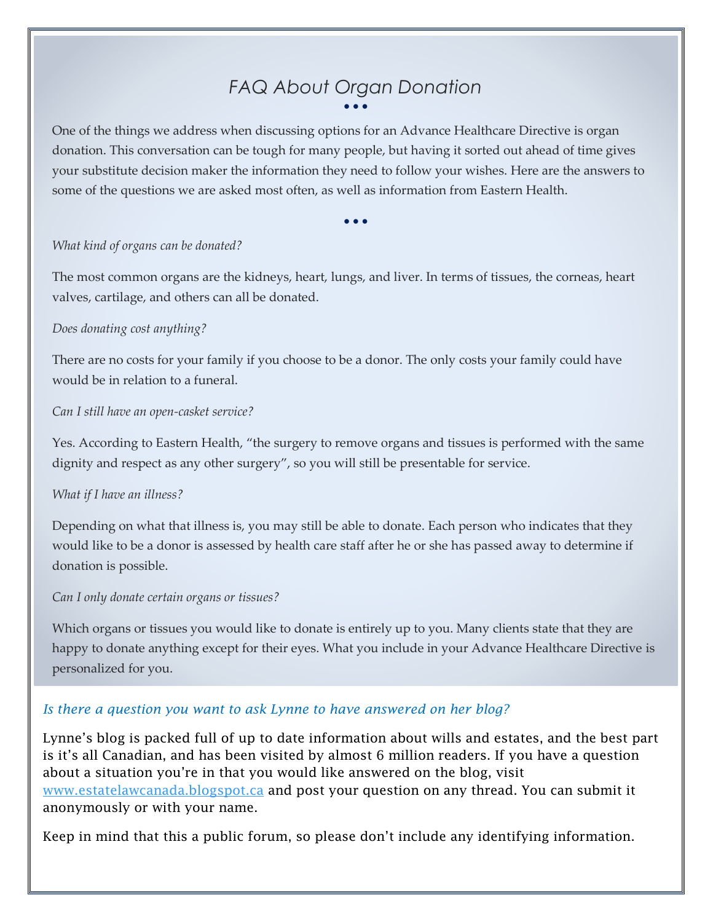# *FAQ About Organ Donation*

One of the things we address when discussing options for an Advance Healthcare Directive is organ donation. This conversation can be tough for many people, but having it sorted out ahead of time gives your substitute decision maker the information they need to follow your wishes. Here are the answers to some of the questions we are asked most often, as well as information from Eastern Health.

*What kind of organs can be donated?*

The most common organs are the kidneys, heart, lungs, and liver. In terms of tissues, the corneas, heart valves, cartilage, and others can all be donated.

*Does donating cost anything?*

There are no costs for your family if you choose to be a donor. The only costs your family could have would be in relation to a funeral.

*Can I still have an open-casket service?*

Yes. According to Eastern Health, "the surgery to remove organs and tissues is performed with the same dignity and respect as any other surgery", so you will still be presentable for service.

*What if I have an illness?*

Depending on what that illness is, you may still be able to donate. Each person who indicates that they would like to be a donor is assessed by health care staff after he or she has passed away to determine if donation is possible.

*Can I only donate certain organs or tissues?*

Which organs or tissues you would like to donate is entirely up to you. Many clients state that they are happy to donate anything except for their eyes. What you include in your Advance Healthcare Directive is personalized for you.

*Is there a question you want to ask Lynne to have answered on her blog?*

Lynne's blog is packed full of up to date information about wills and estates, and the best part is it's all Canadian, and has been visited by almost 6 million readers. If you have a question about a situation you're in that you would like answered on the blog, visit [www.estatelawcanada.blogspot.ca](http://www.estatelawcanada.blogspot.ca) and post your question on any thread. You can submit it anonymously or with your name.

Keep in mind that this a public forum, so please don't include any identifying information.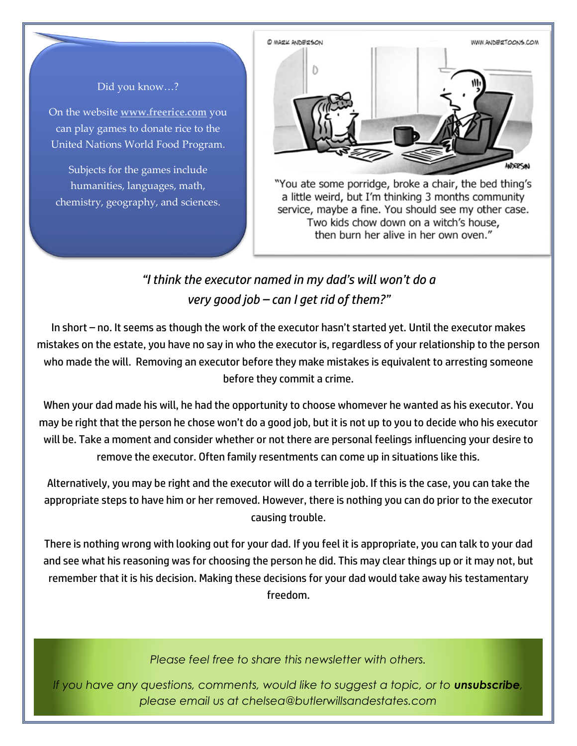Did you know…?

On the website **www.freerice.com** you can play games to donate rice to the United Nations World Food Program.

Subjects for the games include humanities, languages, math, chemistry, geography, and sciences.

© MARK ANDERSON WWW.ANDERTOONS.COM

"You ate some porridge, broke a chair, the bed thing's a little weird, but I'm thinking 3 months community service, maybe a fine. You should see my other case. Two kids chow down on a witch's house, then burn her alive in her own oven."

### *"I think the executor named in my dad's will won't do a very good job – can I get rid of them?"*

In short – no. It seems as though the work of the executor hasn't started yet. Until the executor makes mistakes on the estate, you have no say in who the executor is, regardless of your relationship to the person who made the will. Removing an executor before they make mistakes is equivalent to arresting someone before they commit a crime.

When your dad made his will, he had the opportunity to choose whomever he wanted as his executor. You may be right that the person he chose won't do a good job, but it is not up to you to decide who his executor will be. Take a moment and consider whether or not there are personal feelings influencing your desire to remove the executor. Often family resentments can come up in situations like this.

Alternatively, you may be right and the executor will do a terrible job. If this is the case, you can take the appropriate steps to have him or her removed. However, there is nothing you can do prior to the executor causing trouble.

There is nothing wrong with looking out for your dad. If you feel it is appropriate, you can talk to your dad and see what his reasoning was for choosing the person he did. This may clear things up or it may not, but remember that it is his decision. Making these decisions for your dad would take away his testamentary freedom.

*Please feel free to share this newsletter with others.*

*If you have any questions, comments, would like to suggest a topic, or to* ***unsubscribe****, please email us at chelsea@butlerwillsandestates.com*